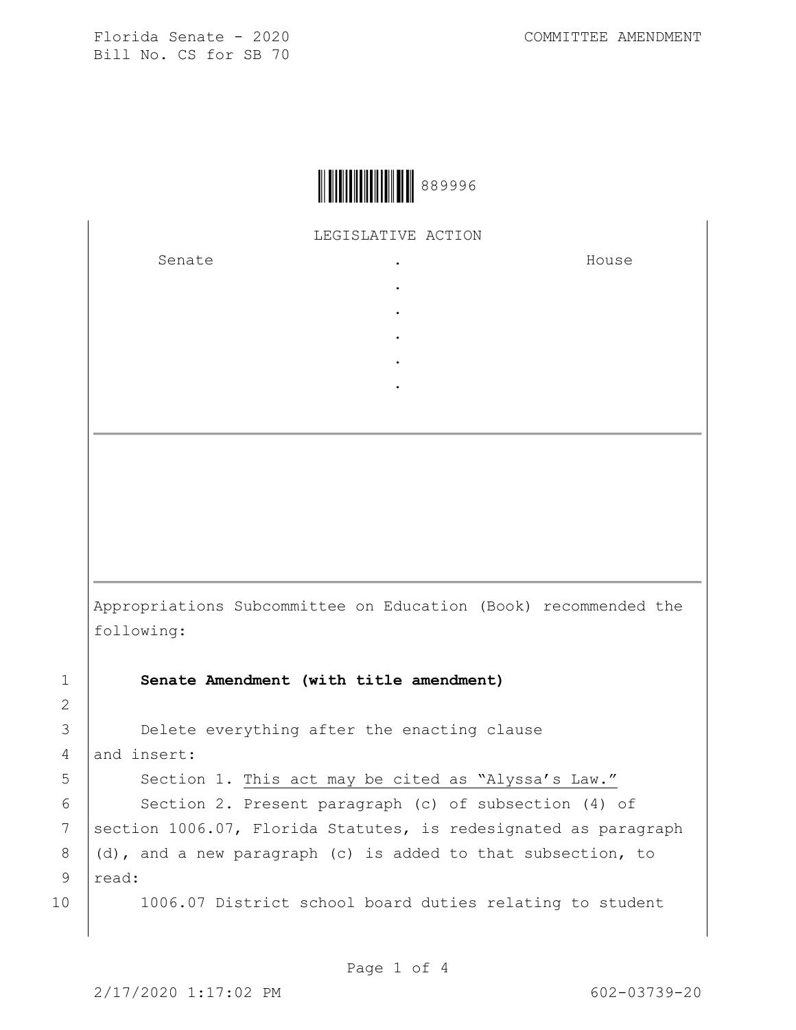Florida Senate - 2020
Bill No. CS for SB 70

COMMITTEE AMENDMENT

889996

LEGISLATIVE ACTION

| Senate | . | House |
|---|---|---|
| | . | |
| | . | |
| | . | |
| | . | |
| | . | |

Appropriations Subcommittee on Education (Book) recommended the following:

1 **Senate Amendment (with title amendment)**

2

3 Delete everything after the enacting clause

4 and insert:

5 Section 1. <u>This act may be cited as "Alyssa's Law."</u>

6 Section 2. Present paragraph (c) of subsection (4) of

7 section 1006.07, Florida Statutes, is redesignated as paragraph

8 (d), and a new paragraph (c) is added to that subsection, to

9 read:

10 1006.07 District school board duties relating to student

2/17/2020 1:17:02 PM

602-03739-20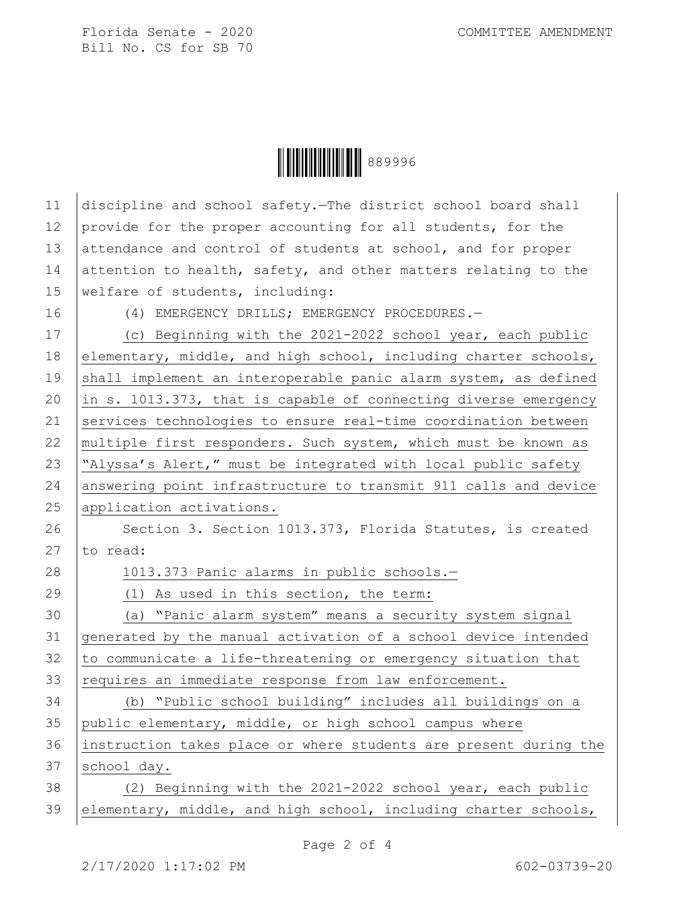discipline and school safety.—The district school board shall provide for the proper accounting for all students, for the attendance and control of students at school, and for proper attention to health, safety, and other matters relating to the welfare of students, including:

(4) EMERGENCY DRILLS; EMERGENCY PROCEDURES.—

(c) Beginning with the 2021-2022 school year, each public elementary, middle, and high school, including charter schools, shall implement an interoperable panic alarm system, as defined in s. 1013.373, that is capable of connecting diverse emergency services technologies to ensure real-time coordination between multiple first responders. Such system, which must be known as "Alyssa's Alert," must be integrated with local public safety answering point infrastructure to transmit 911 calls and device application activations.

Section 3. Section 1013.373, Florida Statutes, is created to read:

1013.373 Panic alarms in public schools.—

(1) As used in this section, the term:

(a) "Panic alarm system" means a security system signal generated by the manual activation of a school device intended to communicate a life-threatening or emergency situation that requires an immediate response from law enforcement.

(b) "Public school building" includes all buildings on a public elementary, middle, or high school campus where instruction takes place or where students are present during the school day.

(2) Beginning with the 2021-2022 school year, each public elementary, middle, and high school, including charter schools,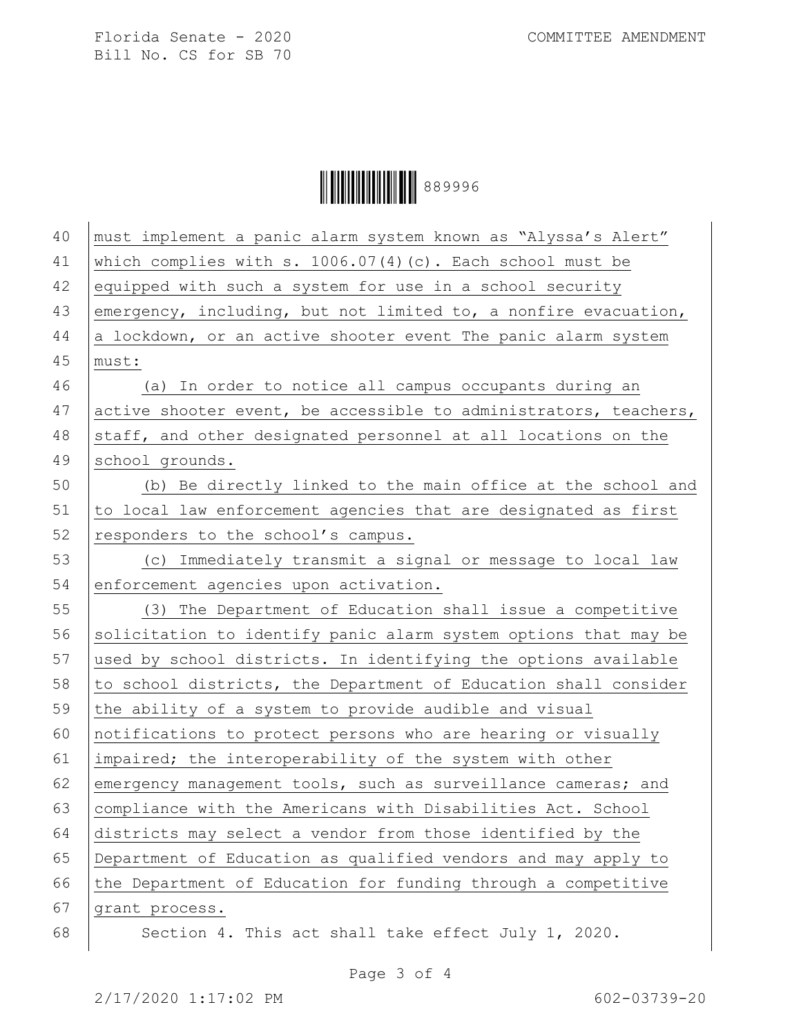must implement a panic alarm system known as "Alyssa's Alert" which complies with s. 1006.07(4)(c). Each school must be equipped with such a system for use in a school security emergency, including, but not limited to, a nonfire evacuation, a lockdown, or an active shooter event The panic alarm system must:

(a) In order to notice all campus occupants during an active shooter event, be accessible to administrators, teachers, staff, and other designated personnel at all locations on the school grounds.

(b) Be directly linked to the main office at the school and to local law enforcement agencies that are designated as first responders to the school's campus.

(c) Immediately transmit a signal or message to local law enforcement agencies upon activation.

(3) The Department of Education shall issue a competitive solicitation to identify panic alarm system options that may be used by school districts. In identifying the options available to school districts, the Department of Education shall consider the ability of a system to provide audible and visual notifications to protect persons who are hearing or visually impaired; the interoperability of the system with other emergency management tools, such as surveillance cameras; and compliance with the Americans with Disabilities Act. School districts may select a vendor from those identified by the Department of Education as qualified vendors and may apply to the Department of Education for funding through a competitive grant process.

Section 4. This act shall take effect July 1, 2020.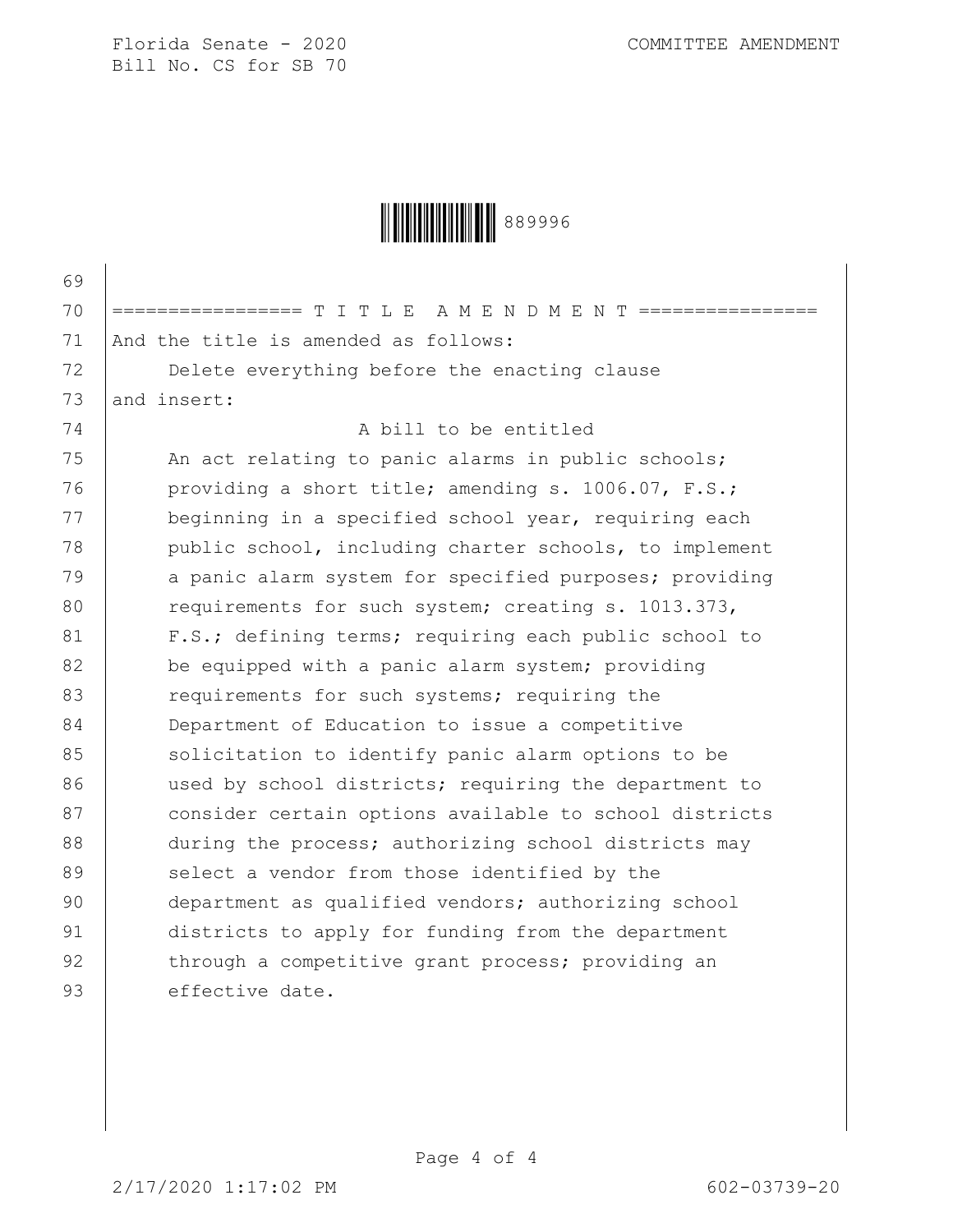================= T I T L E A M E N D M E N T ================

And the title is amended as follows:

Delete everything before the enacting clause

and insert:

A bill to be entitled

An act relating to panic alarms in public schools; providing a short title; amending s. 1006.07, F.S.; beginning in a specified school year, requiring each public school, including charter schools, to implement a panic alarm system for specified purposes; providing requirements for such system; creating s. 1013.373, F.S.; defining terms; requiring each public school to be equipped with a panic alarm system; providing requirements for such systems; requiring the Department of Education to issue a competitive solicitation to identify panic alarm options to be used by school districts; requiring the department to consider certain options available to school districts during the process; authorizing school districts may select a vendor from those identified by the department as qualified vendors; authorizing school districts to apply for funding from the department through a competitive grant process; providing an effective date.